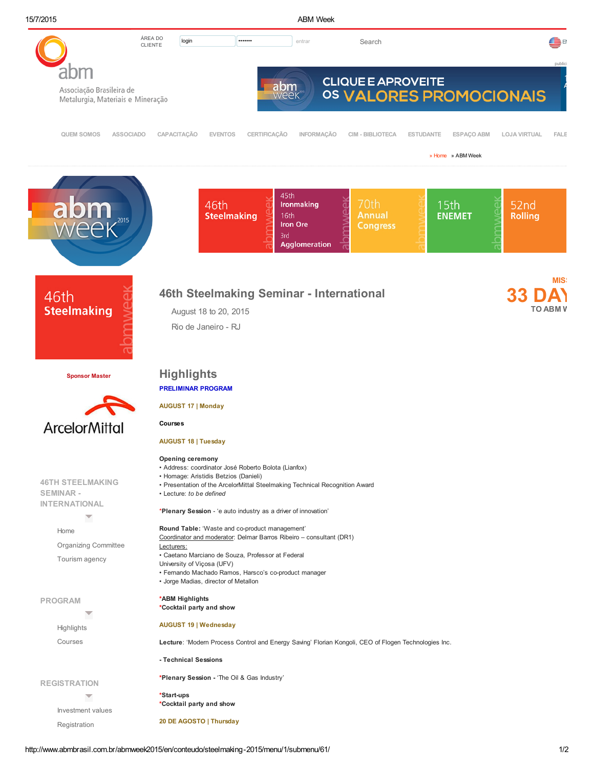ÁREA DO CLIENTE | login | entrar | Search

abm
Associação Brasileira de Metalurgia, Materiais e Mineração

CLIQUE E APROVEITE OS VALORES PROMOCIONAIS

QUEM SOMOS | ASSOCIADO | CAPACITAÇÃO | EVENTOS | CERTIFICAÇÃO | INFORMAÇÃO | CIM - BIBLIOTECA | ESTUDANTE | ESPAÇO ABM | LOJA VIRTUAL | FALE

» Home » ABM Week

abm week 2015

46th Steelmaking | 45th Ironmaking 16th Iron Ore 3rd Agglomeration | 70th Annual Congress | 15th ENEMET | 52nd Rolling

46th Steelmaking

Sponsor Master

ArcelorMittal

46TH STEELMAKING SEMINAR - INTERNATIONAL

- Home
- Organizing Committee
- Tourism agency

PROGRAM

- Highlights
- Courses

REGISTRATION

- Investment values
- Registration

# 46th Steelmaking Seminar - International

August 18 to 20, 2015

Rio de Janeiro - RJ

MIS 33 DAY TO ABM W

## Highlights

**PRELIMINAR PROGRAM**

**AUGUST 17 | Monday**

**Courses**

**AUGUST 18 | Tuesday**

**Opening ceremony**
• Address: coordinator José Roberto Bolota (Lianfox)
• Homage: Aristidis Betzios (Danieli)
• Presentation of the ArcelorMittal Steelmaking Technical Recognition Award
• Lecture: *to be defined*

*__Plenary Session__ - 'e auto industry as a driver of innovation'

**Round Table:** 'Waste and co-product management'
Coordinator and moderator: Delmar Barros Ribeiro – consultant (DR1)
Lecturers:
• Caetano Marciano de Souza, Professor at Federal University of Viçosa (UFV)
• Fernando Machado Ramos, Harsco's co-product manager
• Jorge Madias, director of Metallon

*__ABM Highlights__
*__Cocktail party and show__

**AUGUST 19 | Wednesday**

**Lecture**: 'Modern Process Control and Energy Saving' Florian Kongoli, CEO of Flogen Technologies Inc.

**- Technical Sessions**

*__Plenary Session -__ 'The Oil & Gas Industry'

*__Start-ups__
*__Cocktail party and show__

**20 DE AGOSTO | Thursday**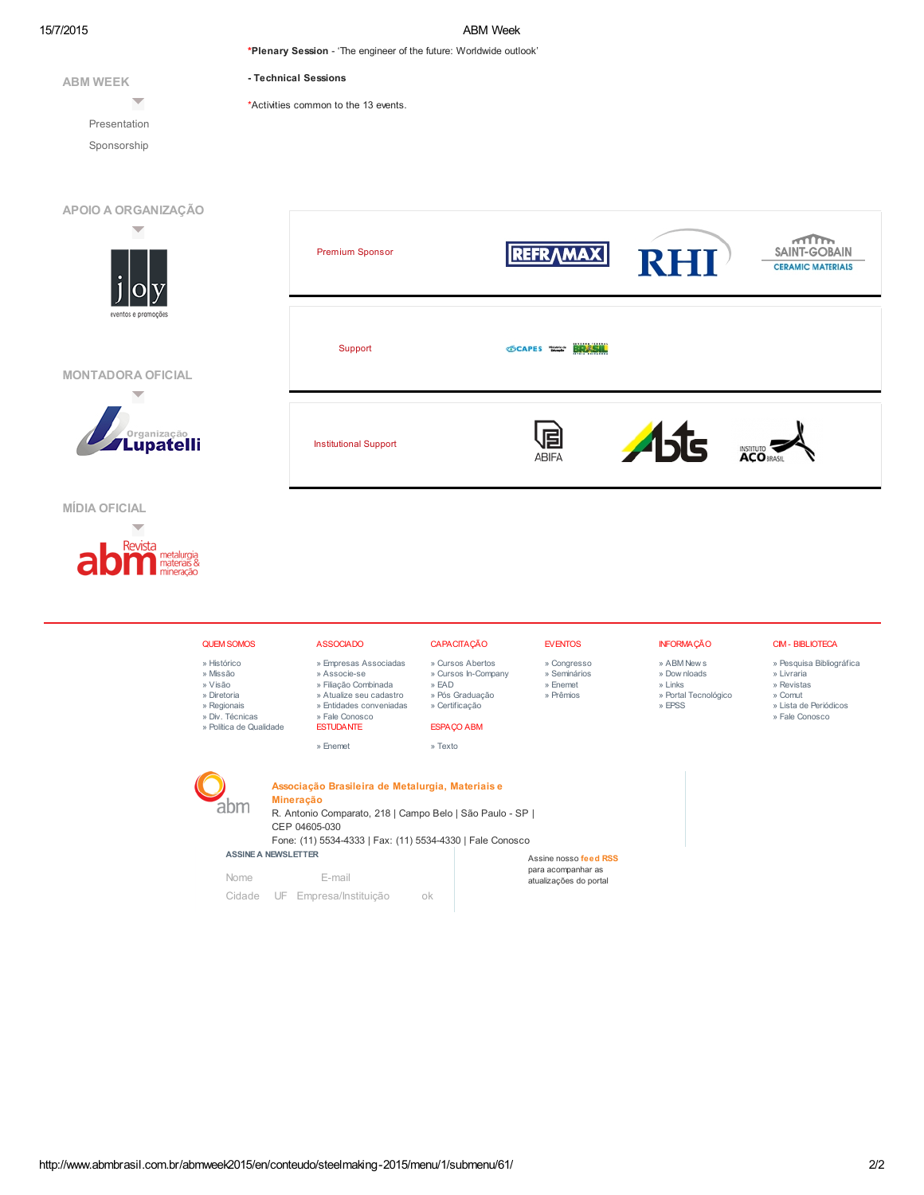***Plenary Session** - 'The engineer of the future: Worldwide outlook'

**- Technical Sessions**

*Activities common to the 13 events.

ABM WEEK

Presentation

Sponsorship

APOIO A ORGANIZAÇÃO

MONTADORA OFICIAL

MÍDIA OFICIAL

Premium Sponsor

Support

Institutional Support

QUEM SOMOS

» Histórico
» Missão
» Visão
» Diretoria
» Regionais
» Div. Técnicas
» Política de Qualidade

ASSOCIADO

» Empresas Associadas
» Associe-se
» Filiação Combinada
» Atualize seu cadastro
» Entidades conveniadas
» Fale Conosco

ESTUDANTE

» Enemet

CAPACITAÇÃO

» Cursos Abertos
» Cursos In-Company
» EAD
» Pós Graduação
» Certificação

ESPAÇO ABM

» Texto

EVENTOS

» Congresso
» Seminários
» Enemet
» Prêmios

INFORMAÇÃO

» ABM News
» Downloads
» Links
» Portal Tecnológico
» EPSS

CIM - BIBLIOTECA

» Pesquisa Bibliográfica
» Livraria
» Revistas
» Comut
» Lista de Periódicos
» Fale Conosco

**Associação Brasileira de Metalurgia, Materiais e Mineração**
R. Antonio Comparato, 218 | Campo Belo | São Paulo - SP | CEP 04605-030
Fone: (11) 5534-4333 | Fax: (11) 5534-4330 | Fale Conosco

ASSINE A NEWSLETTER

Nome E-mail

Cidade UF Empresa/Instituição ok

Assine nosso **feed RSS** para acompanhar as atualizações do portal